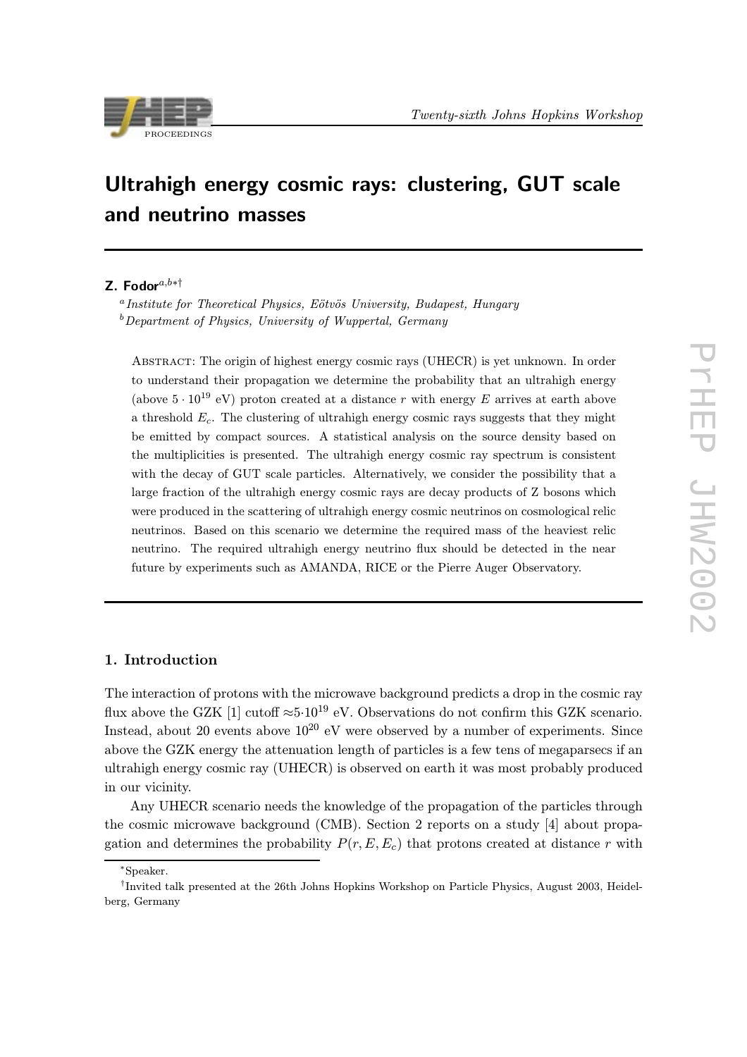// Ultrahigh energy cosmic rays: clustering, GUT scale and neutrino masses

# Ultrahigh energy cosmic rays: clustering, GUT scale and neutrino masses

**Z. Fodor**[a,b*†]

[a] *Institute for Theoretical Physics, Eötvös University, Budapest, Hungary*
[b] *Department of Physics, University of Wuppertal, Germany*

Abstract: The origin of highest energy cosmic rays (UHECR) is yet unknown. In order to understand their propagation we determine the probability that an ultrahigh energy (above $5 \cdot 10^{19}$ eV) proton created at a distance $r$ with energy $E$ arrives at earth above a threshold $E_c$. The clustering of ultrahigh energy cosmic rays suggests that they might be emitted by compact sources. A statistical analysis on the source density based on the multiplicities is presented. The ultrahigh energy cosmic ray spectrum is consistent with the decay of GUT scale particles. Alternatively, we consider the possibility that a large fraction of the ultrahigh energy cosmic rays are decay products of Z bosons which were produced in the scattering of ultrahigh energy cosmic neutrinos on cosmological relic neutrinos. Based on this scenario we determine the required mass of the heaviest relic neutrino. The required ultrahigh energy neutrino flux should be detected in the near future by experiments such as AMANDA, RICE or the Pierre Auger Observatory.

## 1. Introduction

The interaction of protons with the microwave background predicts a drop in the cosmic ray flux above the GZK [1] cutoff $\approx 5 \cdot 10^{19}$ eV. Observations do not confirm this GZK scenario. Instead, about 20 events above $10^{20}$ eV were observed by a number of experiments. Since above the GZK energy the attenuation length of particles is a few tens of megaparsecs if an ultrahigh energy cosmic ray (UHECR) is observed on earth it was most probably produced in our vicinity.

Any UHECR scenario needs the knowledge of the propagation of the particles through the cosmic microwave background (CMB). Section 2 reports on a study [4] about propagation and determines the probability $P(r, E, E_c)$ that protons created at distance $r$ with

---

*Speaker.

†Invited talk presented at the 26th Johns Hopkins Workshop on Particle Physics, August 2003, Heidelberg, Germany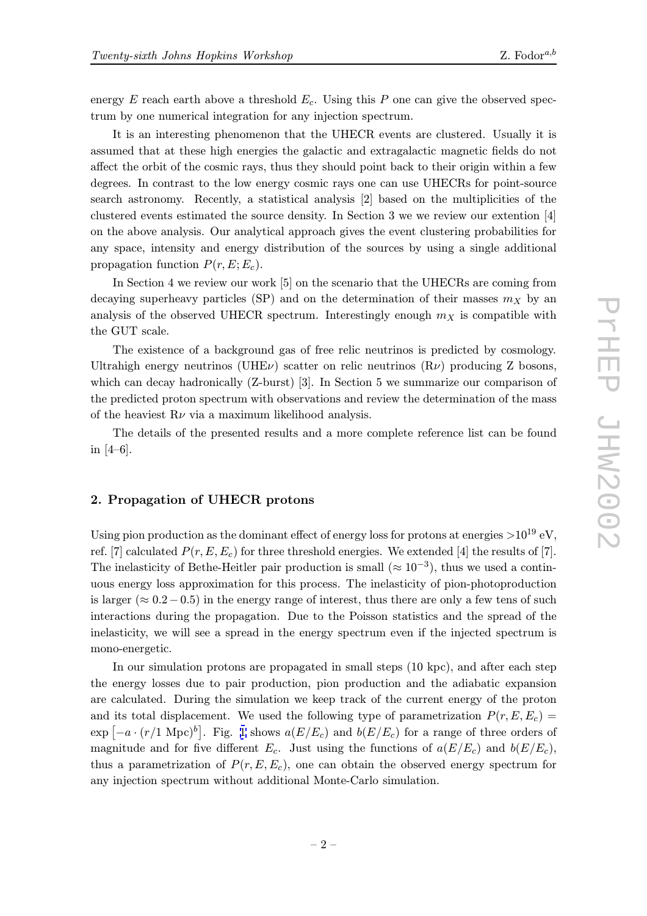energy $E$ reach earth above a threshold $E_c$. Using this $P$ one can give the observed spectrum by one numerical integration for any injection spectrum.

It is an interesting phenomenon that the UHECR events are clustered. Usually it is assumed that at these high energies the galactic and extragalactic magnetic fields do not affect the orbit of the cosmic rays, thus they should point back to their origin within a few degrees. In contrast to the low energy cosmic rays one can use UHECRs for point-source search astronomy. Recently, a statistical analysis [2] based on the multiplicities of the clustered events estimated the source density. In Section 3 we we review our extention [4] on the above analysis. Our analytical approach gives the event clustering probabilities for any space, intensity and energy distribution of the sources by using a single additional propagation function $P(r, E; E_c)$.

In Section 4 we review our work [5] on the scenario that the UHECRs are coming from decaying superheavy particles (SP) and on the determination of their masses $m_X$ by an analysis of the observed UHECR spectrum. Interestingly enough $m_X$ is compatible with the GUT scale.

The existence of a background gas of free relic neutrinos is predicted by cosmology. Ultrahigh energy neutrinos (UHE$\nu$) scatter on relic neutrinos (R$\nu$) producing Z bosons, which can decay hadronically (Z-burst) [3]. In Section 5 we summarize our comparison of the predicted proton spectrum with observations and review the determination of the mass of the heaviest R$\nu$ via a maximum likelihood analysis.

The details of the presented results and a more complete reference list can be found in [4–6].

## 2. Propagation of UHECR protons

Using pion production as the dominant effect of energy loss for protons at energies $>10^{19}$ eV, ref. [7] calculated $P(r, E, E_c)$ for three threshold energies. We extended [4] the results of [7]. The inelasticity of Bethe-Heitler pair production is small ($\approx 10^{-3}$), thus we used a continuous energy loss approximation for this process. The inelasticity of pion-photoproduction is larger ($\approx 0.2 - 0.5$) in the energy range of interest, thus there are only a few tens of such interactions during the propagation. Due to the Poisson statistics and the spread of the inelasticity, we will see a spread in the energy spectrum even if the injected spectrum is mono-energetic.

In our simulation protons are propagated in small steps (10 kpc), and after each step the energy losses due to pair production, pion production and the adiabatic expansion are calculated. During the simulation we keep track of the current energy of the proton and its total displacement. We used the following type of parametrization $P(r, E, E_c) = \exp\left[-a \cdot (r/1 \text{ Mpc})^b\right]$. Fig. 1 shows $a(E/E_c)$ and $b(E/E_c)$ for a range of three orders of magnitude and for five different $E_c$. Just using the functions of $a(E/E_c)$ and $b(E/E_c)$, thus a parametrization of $P(r, E, E_c)$, one can obtain the observed energy spectrum for any injection spectrum without additional Monte-Carlo simulation.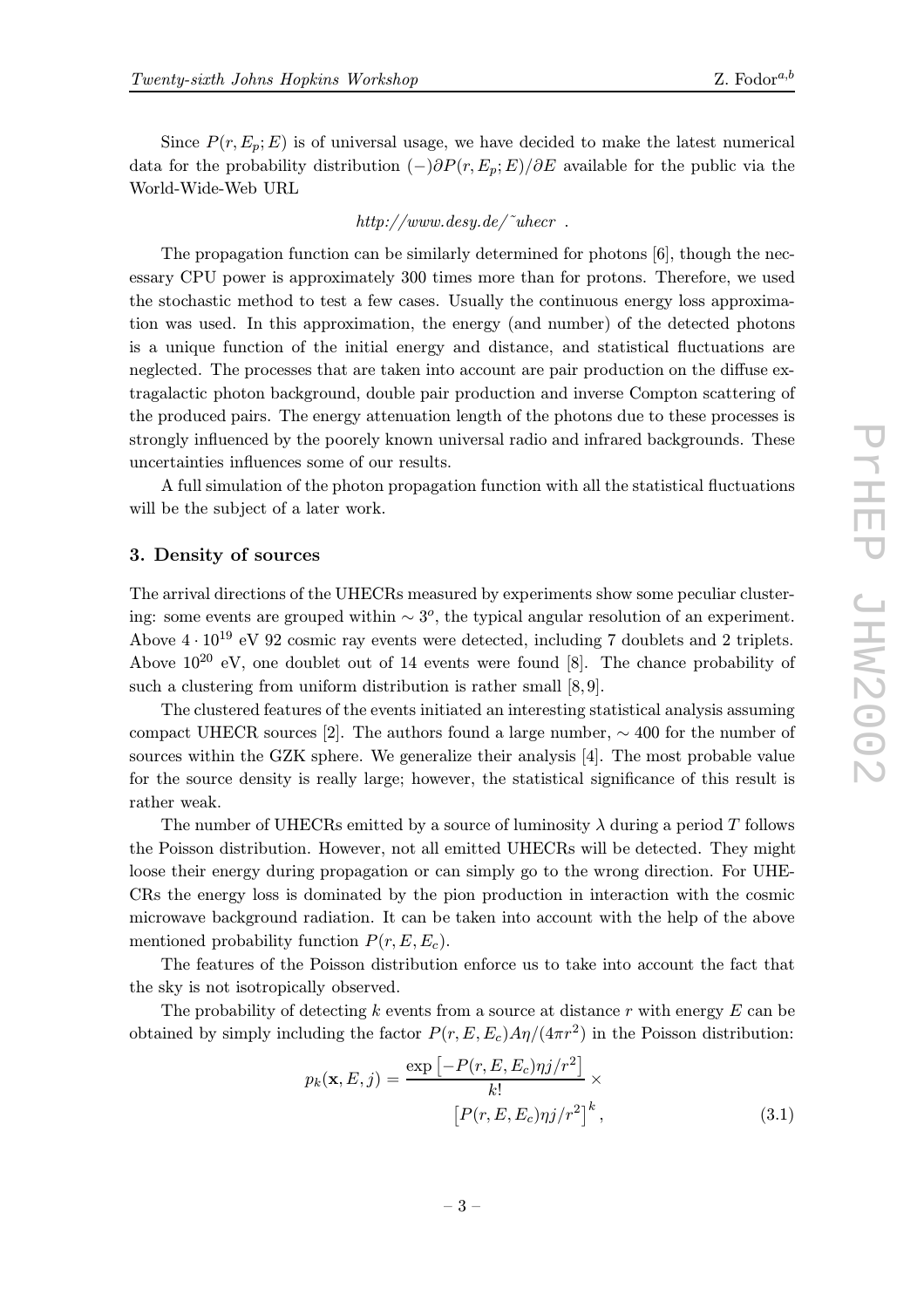Since $P(r, E_p; E)$ is of universal usage, we have decided to make the latest numerical data for the probability distribution $(-)\partial P(r, E_p; E)/\partial E$ available for the public via the World-Wide-Web URL

*http://www.desy.de/˜uhecr* .

The propagation function can be similarly determined for photons [6], though the necessary CPU power is approximately 300 times more than for protons. Therefore, we used the stochastic method to test a few cases. Usually the continuous energy loss approximation was used. In this approximation, the energy (and number) of the detected photons is a unique function of the initial energy and distance, and statistical fluctuations are neglected. The processes that are taken into account are pair production on the diffuse extragalactic photon background, double pair production and inverse Compton scattering of the produced pairs. The energy attenuation length of the photons due to these processes is strongly influenced by the poorely known universal radio and infrared backgrounds. These uncertainties influences some of our results.

A full simulation of the photon propagation function with all the statistical fluctuations will be the subject of a later work.

## 3. Density of sources

The arrival directions of the UHECRs measured by experiments show some peculiar clustering: some events are grouped within $\sim 3^o$, the typical angular resolution of an experiment. Above $4 \cdot 10^{19}$ eV 92 cosmic ray events were detected, including 7 doublets and 2 triplets. Above $10^{20}$ eV, one doublet out of 14 events were found [8]. The chance probability of such a clustering from uniform distribution is rather small [8, 9].

The clustered features of the events initiated an interesting statistical analysis assuming compact UHECR sources [2]. The authors found a large number, $\sim 400$ for the number of sources within the GZK sphere. We generalize their analysis [4]. The most probable value for the source density is really large; however, the statistical significance of this result is rather weak.

The number of UHECRs emitted by a source of luminosity $\lambda$ during a period $T$ follows the Poisson distribution. However, not all emitted UHECRs will be detected. They might loose their energy during propagation or can simply go to the wrong direction. For UHECRs the energy loss is dominated by the pion production in interaction with the cosmic microwave background radiation. It can be taken into account with the help of the above mentioned probability function $P(r, E, E_c)$.

The features of the Poisson distribution enforce us to take into account the fact that the sky is not isotropically observed.

The probability of detecting $k$ events from a source at distance $r$ with energy $E$ can be obtained by simply including the factor $P(r, E, E_c)A\eta/(4\pi r^2)$ in the Poisson distribution:

$$p_k(\mathbf{x}, E, j) = \frac{\exp\left[-P(r, E, E_c)\eta j/r^2\right]}{k!} \times \left[P(r, E, E_c)\eta j/r^2\right]^k, \tag{3.1}$$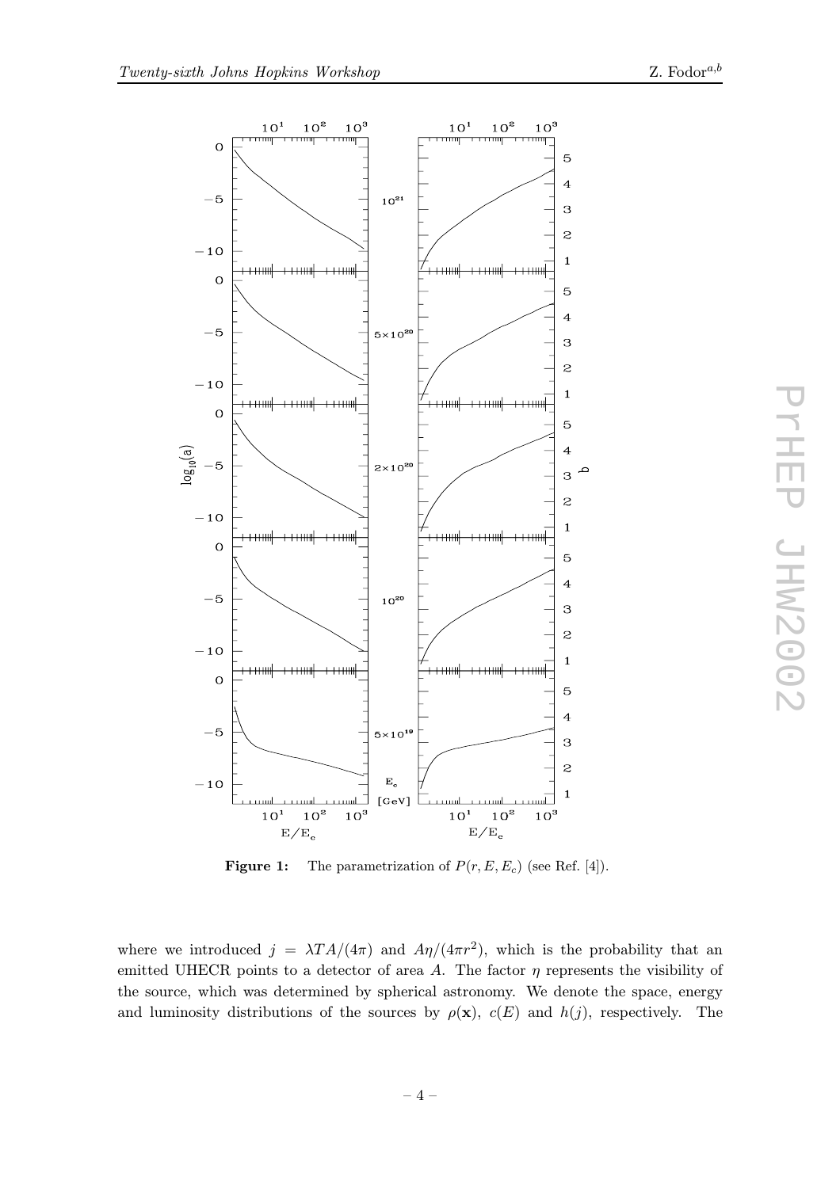**Figure 1:** The parametrization of $P(r, E, E_c)$ (see Ref. [4]).

where we introduced $j = \lambda TA/(4\pi)$ and $A\eta/(4\pi r^2)$, which is the probability that an emitted UHECR points to a detector of area $A$. The factor $\eta$ represents the visibility of the source, which was determined by spherical astronomy. We denote the space, energy and luminosity distributions of the sources by $\rho(\mathbf{x})$, $c(E)$ and $h(j)$, respectively. The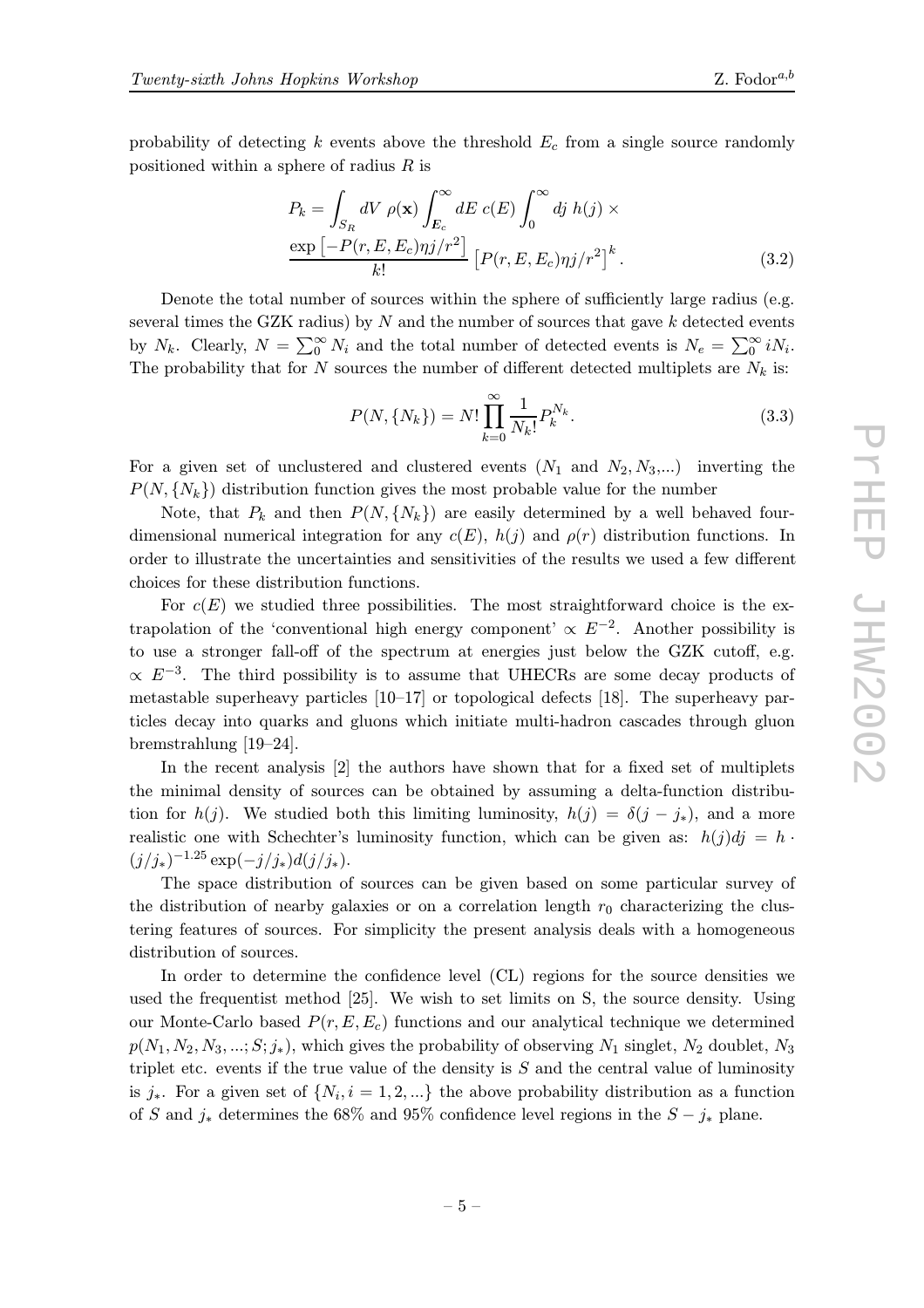probability of detecting $k$ events above the threshold $E_c$ from a single source randomly positioned within a sphere of radius $R$ is

$$P_k = \int_{S_R} dV\ \rho(\mathbf{x}) \int_{E_c}^{\infty} dE\ c(E) \int_0^{\infty} dj\ h(j) \times \\ \frac{\exp\left[-P(r,E,E_c)\eta j/r^2\right]}{k!} \left[P(r,E,E_c)\eta j/r^2\right]^k . \tag{3.2}$$

Denote the total number of sources within the sphere of sufficiently large radius (e.g. several times the GZK radius) by $N$ and the number of sources that gave $k$ detected events by $N_k$. Clearly, $N = \sum_0^\infty N_i$ and the total number of detected events is $N_e = \sum_0^\infty iN_i$. The probability that for $N$ sources the number of different detected multiplets are $N_k$ is:

$$P(N,\{N_k\}) = N! \prod_{k=0}^{\infty} \frac{1}{N_k!} P_k^{N_k}. \tag{3.3}$$

For a given set of unclustered and clustered events ($N_1$ and $N_2, N_3,$...) inverting the $P(N,\{N_k\})$ distribution function gives the most probable value for the number

Note, that $P_k$ and then $P(N,\{N_k\})$ are easily determined by a well behaved four-dimensional numerical integration for any $c(E)$, $h(j)$ and $\rho(r)$ distribution functions. In order to illustrate the uncertainties and sensitivities of the results we used a few different choices for these distribution functions.

For $c(E)$ we studied three possibilities. The most straightforward choice is the extrapolation of the 'conventional high energy component' $\propto E^{-2}$. Another possibility is to use a stronger fall-off of the spectrum at energies just below the GZK cutoff, e.g. $\propto E^{-3}$. The third possibility is to assume that UHECRs are some decay products of metastable superheavy particles [10–17] or topological defects [18]. The superheavy particles decay into quarks and gluons which initiate multi-hadron cascades through gluon bremstrahlung [19–24].

In the recent analysis [2] the authors have shown that for a fixed set of multiplets the minimal density of sources can be obtained by assuming a delta-function distribution for $h(j)$. We studied both this limiting luminosity, $h(j) = \delta(j - j_*)$, and a more realistic one with Schechter's luminosity function, which can be given as: $h(j)dj = h \cdot (j/j_*)^{-1.25} \exp(-j/j_*) d(j/j_*)$.

The space distribution of sources can be given based on some particular survey of the distribution of nearby galaxies or on a correlation length $r_0$ characterizing the clustering features of sources. For simplicity the present analysis deals with a homogeneous distribution of sources.

In order to determine the confidence level (CL) regions for the source densities we used the frequentist method [25]. We wish to set limits on S, the source density. Using our Monte-Carlo based $P(r,E,E_c)$ functions and our analytical technique we determined $p(N_1, N_2, N_3, ...; S; j_*)$, which gives the probability of observing $N_1$ singlet, $N_2$ doublet, $N_3$ triplet etc. events if the true value of the density is $S$ and the central value of luminosity is $j_*$. For a given set of $\{N_i, i = 1, 2, ...\}$ the above probability distribution as a function of $S$ and $j_*$ determines the 68% and 95% confidence level regions in the $S - j_*$ plane.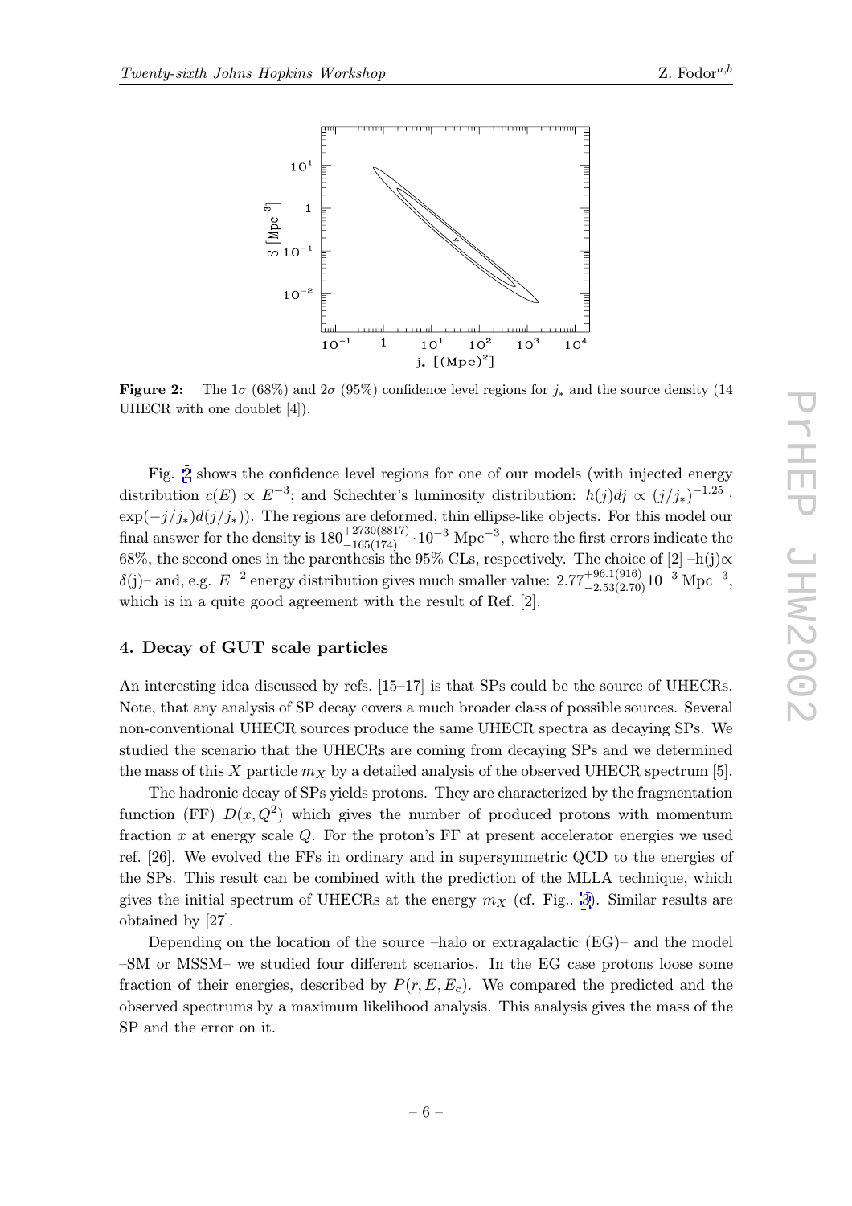**Figure 2:** The $1\sigma$ (68%) and $2\sigma$ (95%) confidence level regions for $j_*$ and the source density (14 UHECR with one doublet [4]).

Fig. 2 shows the confidence level regions for one of our models (with injected energy distribution $c(E) \propto E^{-3}$; and Schechter's luminosity distribution: $h(j)dj \propto (j/j_*)^{-1.25} \cdot \exp(-j/j_*)d(j/j_*)$). The regions are deformed, thin ellipse-like objects. For this model our final answer for the density is $180^{+2730(8817)}_{-165(174)} \cdot 10^{-3}$ Mpc$^{-3}$, where the first errors indicate the 68%, the second ones in the parenthesis the 95% CLs, respectively. The choice of [2] –h(j)$\propto$ $\delta$(j)– and, e.g. $E^{-2}$ energy distribution gives much smaller value: $2.77^{+96.1(916)}_{-2.53(2.70)} 10^{-3}$ Mpc$^{-3}$, which is in a quite good agreement with the result of Ref. [2].

## 4. Decay of GUT scale particles

An interesting idea discussed by refs. [15–17] is that SPs could be the source of UHECRs. Note, that any analysis of SP decay covers a much broader class of possible sources. Several non-conventional UHECR sources produce the same UHECR spectra as decaying SPs. We studied the scenario that the UHECRs are coming from decaying SPs and we determined the mass of this $X$ particle $m_X$ by a detailed analysis of the observed UHECR spectrum [5].

The hadronic decay of SPs yields protons. They are characterized by the fragmentation function (FF) $D(x, Q^2)$ which gives the number of produced protons with momentum fraction $x$ at energy scale $Q$. For the proton's FF at present accelerator energies we used ref. [26]. We evolved the FFs in ordinary and in supersymmetric QCD to the energies of the SPs. This result can be combined with the prediction of the MLLA technique, which gives the initial spectrum of UHECRs at the energy $m_X$ (cf. Fig.. 3). Similar results are obtained by [27].

Depending on the location of the source –halo or extragalactic (EG)– and the model –SM or MSSM– we studied four different scenarios. In the EG case protons loose some fraction of their energies, described by $P(r, E, E_c)$. We compared the predicted and the observed spectrums by a maximum likelihood analysis. This analysis gives the mass of the SP and the error on it.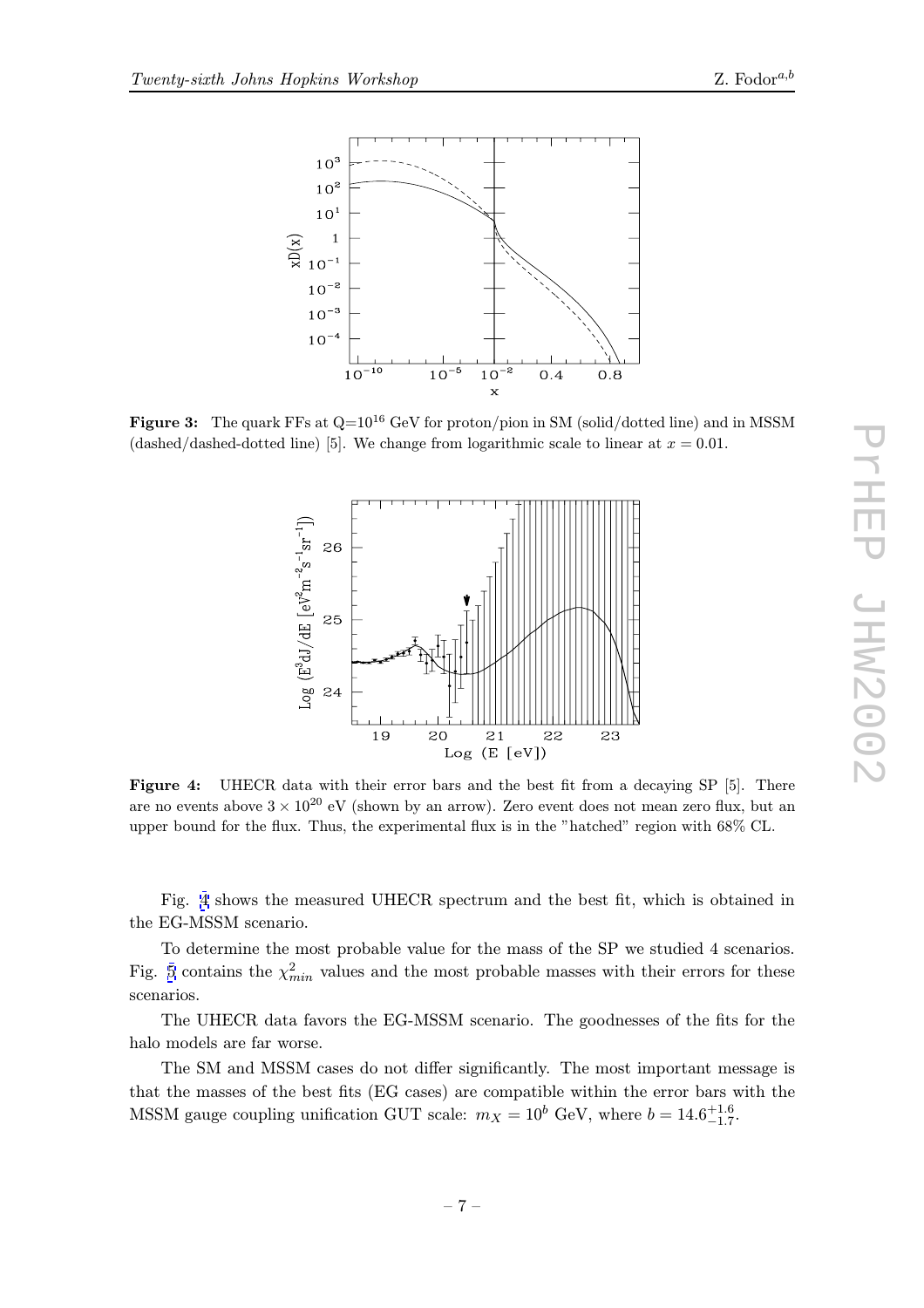**Figure 3:** The quark FFs at Q=$10^{16}$ GeV for proton/pion in SM (solid/dotted line) and in MSSM (dashed/dashed-dotted line) [5]. We change from logarithmic scale to linear at $x = 0.01$.

**Figure 4:** UHECR data with their error bars and the best fit from a decaying SP [5]. There are no events above $3 \times 10^{20}$ eV (shown by an arrow). Zero event does not mean zero flux, but an upper bound for the flux. Thus, the experimental flux is in the "hatched" region with 68% CL.

Fig. 4 shows the measured UHECR spectrum and the best fit, which is obtained in the EG-MSSM scenario.

To determine the most probable value for the mass of the SP we studied 4 scenarios. Fig. 5 contains the $\chi^2_{min}$ values and the most probable masses with their errors for these scenarios.

The UHECR data favors the EG-MSSM scenario. The goodnesses of the fits for the halo models are far worse.

The SM and MSSM cases do not differ significantly. The most important message is that the masses of the best fits (EG cases) are compatible within the error bars with the MSSM gauge coupling unification GUT scale: $m_X = 10^b$ GeV, where $b = 14.6^{+1.6}_{-1.7}$.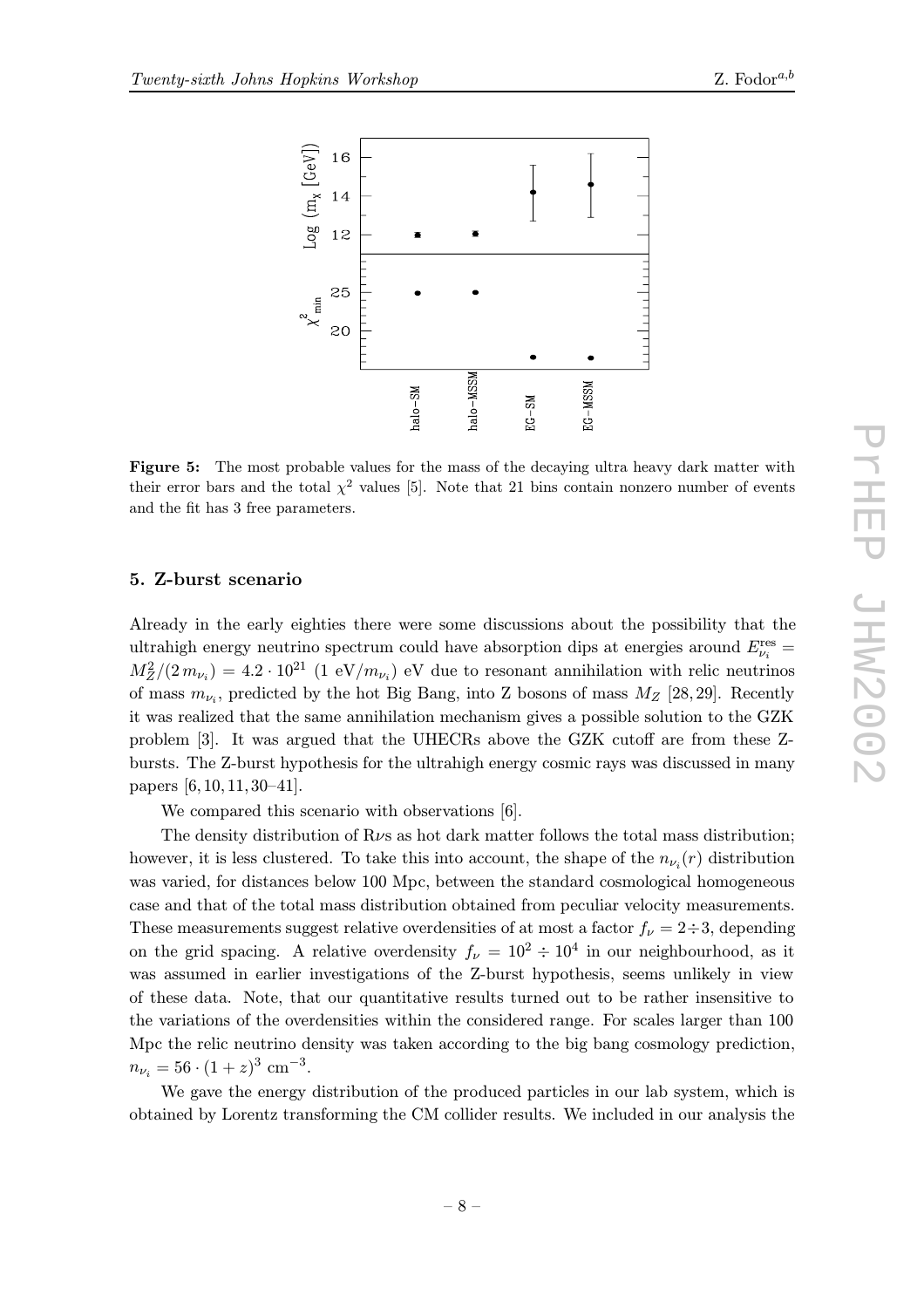**Figure 5:** The most probable values for the mass of the decaying ultra heavy dark matter with their error bars and the total $\chi^2$ values [5]. Note that 21 bins contain nonzero number of events and the fit has 3 free parameters.

## 5. Z-burst scenario

Already in the early eighties there were some discussions about the possibility that the ultrahigh energy neutrino spectrum could have absorption dips at energies around $E_{\nu_i}^{\rm res} = M_Z^2/(2\,m_{\nu_i}) = 4.2 \cdot 10^{21}$ (1 eV$/m_{\nu_i}$) eV due to resonant annihilation with relic neutrinos of mass $m_{\nu_i}$, predicted by the hot Big Bang, into Z bosons of mass $M_Z$ [28, 29]. Recently it was realized that the same annihilation mechanism gives a possible solution to the GZK problem [3]. It was argued that the UHECRs above the GZK cutoff are from these Z-bursts. The Z-burst hypothesis for the ultrahigh energy cosmic rays was discussed in many papers [6, 10, 11, 30–41].

We compared this scenario with observations [6].

The density distribution of R$\nu$s as hot dark matter follows the total mass distribution; however, it is less clustered. To take this into account, the shape of the $n_{\nu_i}(r)$ distribution was varied, for distances below 100 Mpc, between the standard cosmological homogeneous case and that of the total mass distribution obtained from peculiar velocity measurements. These measurements suggest relative overdensities of at most a factor $f_\nu = 2 \div 3$, depending on the grid spacing. A relative overdensity $f_\nu = 10^2 \div 10^4$ in our neighbourhood, as it was assumed in earlier investigations of the Z-burst hypothesis, seems unlikely in view of these data. Note, that our quantitative results turned out to be rather insensitive to the variations of the overdensities within the considered range. For scales larger than 100 Mpc the relic neutrino density was taken according to the big bang cosmology prediction, $n_{\nu_i} = 56 \cdot (1 + z)^3$ cm$^{-3}$.

We gave the energy distribution of the produced particles in our lab system, which is obtained by Lorentz transforming the CM collider results. We included in our analysis the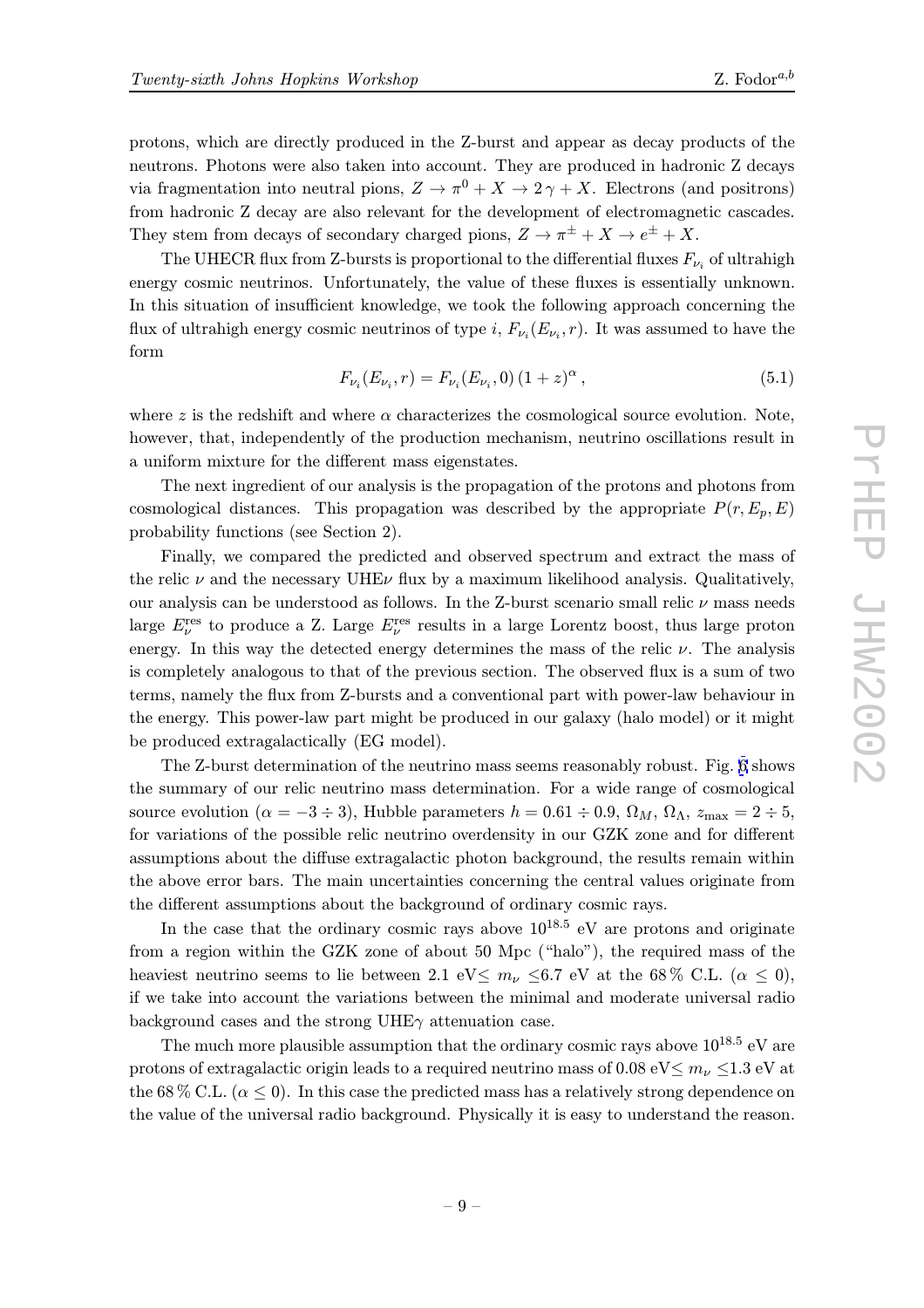protons, which are directly produced in the Z-burst and appear as decay products of the neutrons. Photons were also taken into account. They are produced in hadronic Z decays via fragmentation into neutral pions, $Z \to \pi^0 + X \to 2\,\gamma + X$. Electrons (and positrons) from hadronic Z decay are also relevant for the development of electromagnetic cascades. They stem from decays of secondary charged pions, $Z \to \pi^\pm + X \to e^\pm + X$.

The UHECR flux from Z-bursts is proportional to the differential fluxes $F_{\nu_i}$ of ultrahigh energy cosmic neutrinos. Unfortunately, the value of these fluxes is essentially unknown. In this situation of insufficient knowledge, we took the following approach concerning the flux of ultrahigh energy cosmic neutrinos of type $i$, $F_{\nu_i}(E_{\nu_i}, r)$. It was assumed to have the form

$$F_{\nu_i}(E_{\nu_i}, r) = F_{\nu_i}(E_{\nu_i}, 0)\,(1+z)^\alpha\,, \tag{5.1}$$

where $z$ is the redshift and where $\alpha$ characterizes the cosmological source evolution. Note, however, that, independently of the production mechanism, neutrino oscillations result in a uniform mixture for the different mass eigenstates.

The next ingredient of our analysis is the propagation of the protons and photons from cosmological distances. This propagation was described by the appropriate $P(r, E_p, E)$ probability functions (see Section 2).

Finally, we compared the predicted and observed spectrum and extract the mass of the relic $\nu$ and the necessary UHE$\nu$ flux by a maximum likelihood analysis. Qualitatively, our analysis can be understood as follows. In the Z-burst scenario small relic $\nu$ mass needs large $E_\nu^{\rm res}$ to produce a Z. Large $E_\nu^{\rm res}$ results in a large Lorentz boost, thus large proton energy. In this way the detected energy determines the mass of the relic $\nu$. The analysis is completely analogous to that of the previous section. The observed flux is a sum of two terms, namely the flux from Z-bursts and a conventional part with power-law behaviour in the energy. This power-law part might be produced in our galaxy (halo model) or it might be produced extragalactically (EG model).

The Z-burst determination of the neutrino mass seems reasonably robust. Fig. 6 shows the summary of our relic neutrino mass determination. For a wide range of cosmological source evolution ($\alpha = -3 \div 3$), Hubble parameters $h = 0.61 \div 0.9$, $\Omega_M$, $\Omega_\Lambda$, $z_{\rm max} = 2 \div 5$, for variations of the possible relic neutrino overdensity in our GZK zone and for different assumptions about the diffuse extragalactic photon background, the results remain within the above error bars. The main uncertainties concerning the central values originate from the different assumptions about the background of ordinary cosmic rays.

In the case that the ordinary cosmic rays above $10^{18.5}$ eV are protons and originate from a region within the GZK zone of about 50 Mpc ("halo"), the required mass of the heaviest neutrino seems to lie between 2.1 eV$\leq m_\nu \leq$6.7 eV at the 68 % C.L. ($\alpha \leq 0$), if we take into account the variations between the minimal and moderate universal radio background cases and the strong UHE$\gamma$ attenuation case.

The much more plausible assumption that the ordinary cosmic rays above $10^{18.5}$ eV are protons of extragalactic origin leads to a required neutrino mass of 0.08 eV$\leq m_\nu \leq$1.3 eV at the 68 % C.L. ($\alpha \leq 0$). In this case the predicted mass has a relatively strong dependence on the value of the universal radio background. Physically it is easy to understand the reason.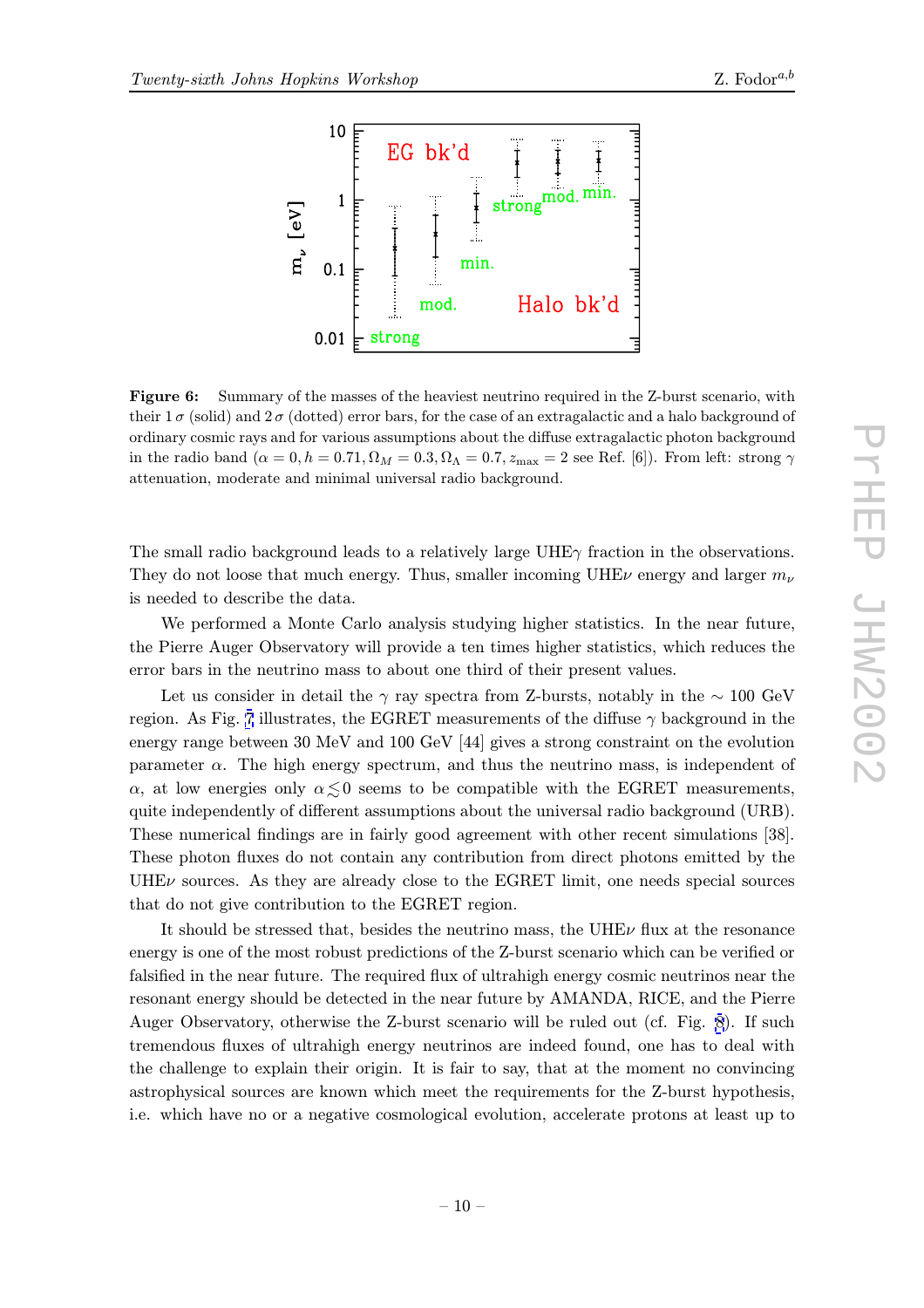**Figure 6:** Summary of the masses of the heaviest neutrino required in the Z-burst scenario, with their $1\,\sigma$ (solid) and $2\,\sigma$ (dotted) error bars, for the case of an extragalactic and a halo background of ordinary cosmic rays and for various assumptions about the diffuse extragalactic photon background in the radio band ($\alpha = 0, h = 0.71, \Omega_M = 0.3, \Omega_\Lambda = 0.7, z_{\max} = 2$ see Ref. [6]). From left: strong $\gamma$ attenuation, moderate and minimal universal radio background.

The small radio background leads to a relatively large UHE$\gamma$ fraction in the observations. They do not loose that much energy. Thus, smaller incoming UHE$\nu$ energy and larger $m_\nu$ is needed to describe the data.

We performed a Monte Carlo analysis studying higher statistics. In the near future, the Pierre Auger Observatory will provide a ten times higher statistics, which reduces the error bars in the neutrino mass to about one third of their present values.

Let us consider in detail the $\gamma$ ray spectra from Z-bursts, notably in the $\sim 100$ GeV region. As Fig. 7 illustrates, the EGRET measurements of the diffuse $\gamma$ background in the energy range between 30 MeV and 100 GeV [44] gives a strong constraint on the evolution parameter $\alpha$. The high energy spectrum, and thus the neutrino mass, is independent of $\alpha$, at low energies only $\alpha \lesssim 0$ seems to be compatible with the EGRET measurements, quite independently of different assumptions about the universal radio background (URB). These numerical findings are in fairly good agreement with other recent simulations [38]. These photon fluxes do not contain any contribution from direct photons emitted by the UHE$\nu$ sources. As they are already close to the EGRET limit, one needs special sources that do not give contribution to the EGRET region.

It should be stressed that, besides the neutrino mass, the UHE$\nu$ flux at the resonance energy is one of the most robust predictions of the Z-burst scenario which can be verified or falsified in the near future. The required flux of ultrahigh energy cosmic neutrinos near the resonant energy should be detected in the near future by AMANDA, RICE, and the Pierre Auger Observatory, otherwise the Z-burst scenario will be ruled out (cf. Fig. 8). If such tremendous fluxes of ultrahigh energy neutrinos are indeed found, one has to deal with the challenge to explain their origin. It is fair to say, that at the moment no convincing astrophysical sources are known which meet the requirements for the Z-burst hypothesis, i.e. which have no or a negative cosmological evolution, accelerate protons at least up to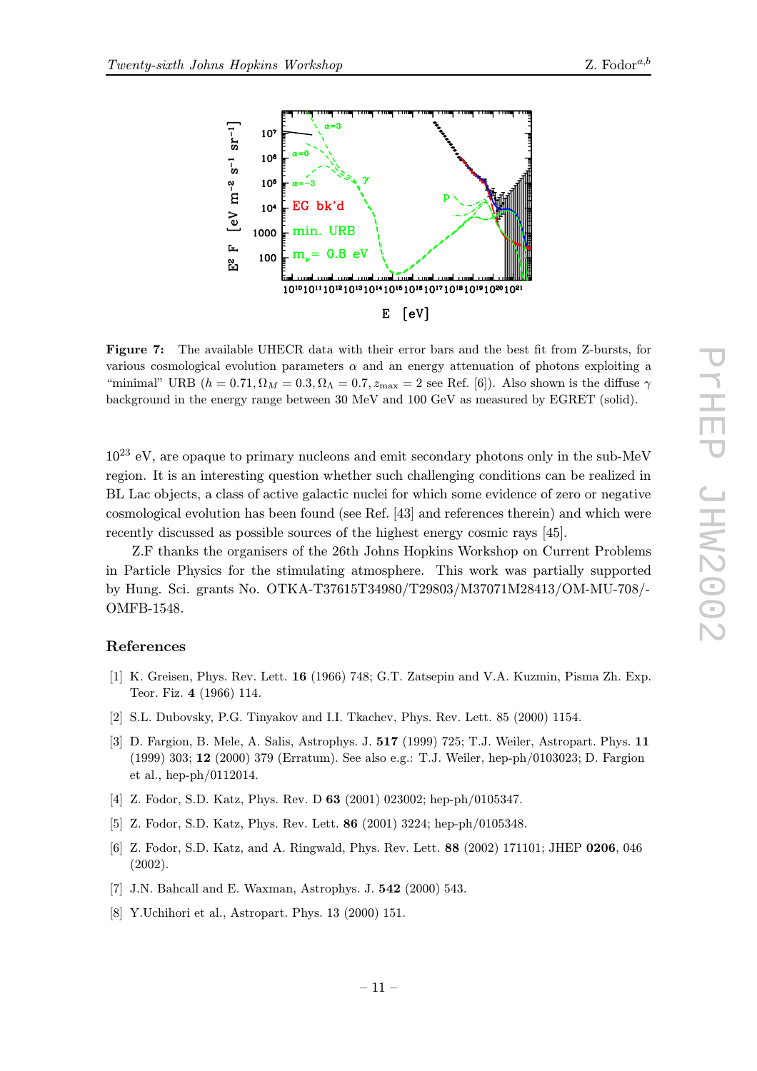**Figure 7:** The available UHECR data with their error bars and the best fit from Z-bursts, for various cosmological evolution parameters $\alpha$ and an energy attenuation of photons exploiting a "minimal" URB ($h = 0.71, \Omega_M = 0.3, \Omega_\Lambda = 0.7, z_{\rm max} = 2$ see Ref. [6]). Also shown is the diffuse $\gamma$ background in the energy range between 30 MeV and 100 GeV as measured by EGRET (solid).

$10^{23}$ eV, are opaque to primary nucleons and emit secondary photons only in the sub-MeV region. It is an interesting question whether such challenging conditions can be realized in BL Lac objects, a class of active galactic nuclei for which some evidence of zero or negative cosmological evolution has been found (see Ref. [43] and references therein) and which were recently discussed as possible sources of the highest energy cosmic rays [45].

Z.F thanks the organisers of the 26th Johns Hopkins Workshop on Current Problems in Particle Physics for the stimulating atmosphere. This work was partially supported by Hung. Sci. grants No. OTKA-T37615T34980/T29803/M37071M28413/OM-MU-708/-OMFB-1548.

## References

[1] K. Greisen, Phys. Rev. Lett. **16** (1966) 748; G.T. Zatsepin and V.A. Kuzmin, Pisma Zh. Exp. Teor. Fiz. **4** (1966) 114.

[2] S.L. Dubovsky, P.G. Tinyakov and I.I. Tkachev, Phys. Rev. Lett. 85 (2000) 1154.

[3] D. Fargion, B. Mele, A. Salis, Astrophys. J. **517** (1999) 725; T.J. Weiler, Astropart. Phys. **11** (1999) 303; **12** (2000) 379 (Erratum). See also e.g.: T.J. Weiler, hep-ph/0103023; D. Fargion et al., hep-ph/0112014.

[4] Z. Fodor, S.D. Katz, Phys. Rev. D **63** (2001) 023002; hep-ph/0105347.

[5] Z. Fodor, S.D. Katz, Phys. Rev. Lett. **86** (2001) 3224; hep-ph/0105348.

[6] Z. Fodor, S.D. Katz, and A. Ringwald, Phys. Rev. Lett. **88** (2002) 171101; JHEP **0206**, 046 (2002).

[7] J.N. Bahcall and E. Waxman, Astrophys. J. **542** (2000) 543.

[8] Y.Uchihori et al., Astropart. Phys. 13 (2000) 151.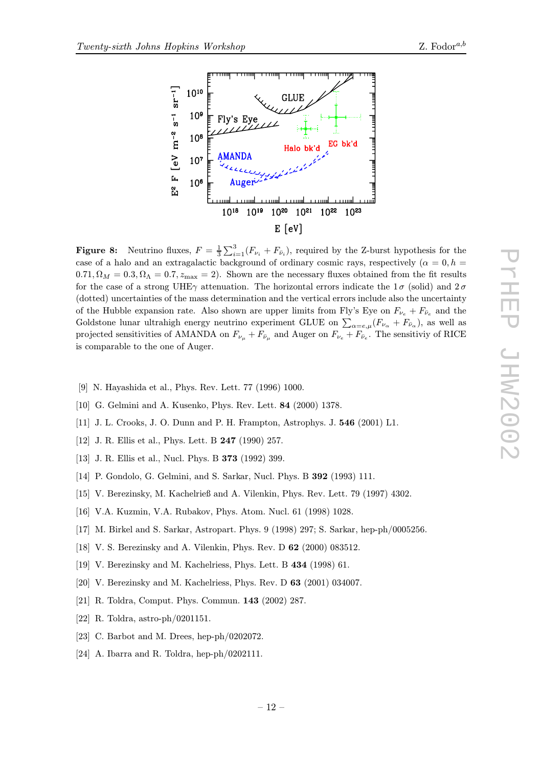**Figure 8:** Neutrino fluxes, $F = \frac{1}{3}\sum_{i=1}^{3}(F_{\nu_i} + F_{\bar{\nu}_i})$, required by the Z-burst hypothesis for the case of a halo and an extragalactic background of ordinary cosmic rays, respectively ($\alpha = 0, h = 0.71, \Omega_M = 0.3, \Omega_\Lambda = 0.7, z_{\rm max} = 2$). Shown are the necessary fluxes obtained from the fit results for the case of a strong UHE$\gamma$ attenuation. The horizontal errors indicate the $1\,\sigma$ (solid) and $2\,\sigma$ (dotted) uncertainties of the mass determination and the vertical errors include also the uncertainty of the Hubble expansion rate. Also shown are upper limits from Fly's Eye on $F_{\nu_e} + F_{\bar{\nu}_e}$ and the Goldstone lunar ultrahigh energy neutrino experiment GLUE on $\sum_{\alpha=e,\mu}(F_{\nu_\alpha} + F_{\bar{\nu}_\alpha})$, as well as projected sensitivities of AMANDA on $F_{\nu_\mu} + F_{\bar{\nu}_\mu}$ and Auger on $F_{\nu_e} + F_{\bar{\nu}_e}$. The sensitiviy of RICE is comparable to the one of Auger.

[9] N. Hayashida et al., Phys. Rev. Lett. 77 (1996) 1000.

[10] G. Gelmini and A. Kusenko, Phys. Rev. Lett. **84** (2000) 1378.

[11] J. L. Crooks, J. O. Dunn and P. H. Frampton, Astrophys. J. **546** (2001) L1.

[12] J. R. Ellis et al., Phys. Lett. B **247** (1990) 257.

[13] J. R. Ellis et al., Nucl. Phys. B **373** (1992) 399.

[14] P. Gondolo, G. Gelmini, and S. Sarkar, Nucl. Phys. B **392** (1993) 111.

[15] V. Berezinsky, M. Kachelrieß and A. Vilenkin, Phys. Rev. Lett. 79 (1997) 4302.

[16] V.A. Kuzmin, V.A. Rubakov, Phys. Atom. Nucl. 61 (1998) 1028.

[17] M. Birkel and S. Sarkar, Astropart. Phys. 9 (1998) 297; S. Sarkar, hep-ph/0005256.

[18] V. S. Berezinsky and A. Vilenkin, Phys. Rev. D **62** (2000) 083512.

[19] V. Berezinsky and M. Kachelriess, Phys. Lett. B **434** (1998) 61.

[20] V. Berezinsky and M. Kachelriess, Phys. Rev. D **63** (2001) 034007.

[21] R. Toldra, Comput. Phys. Commun. **143** (2002) 287.

[22] R. Toldra, astro-ph/0201151.

[23] C. Barbot and M. Drees, hep-ph/0202072.

[24] A. Ibarra and R. Toldra, hep-ph/0202111.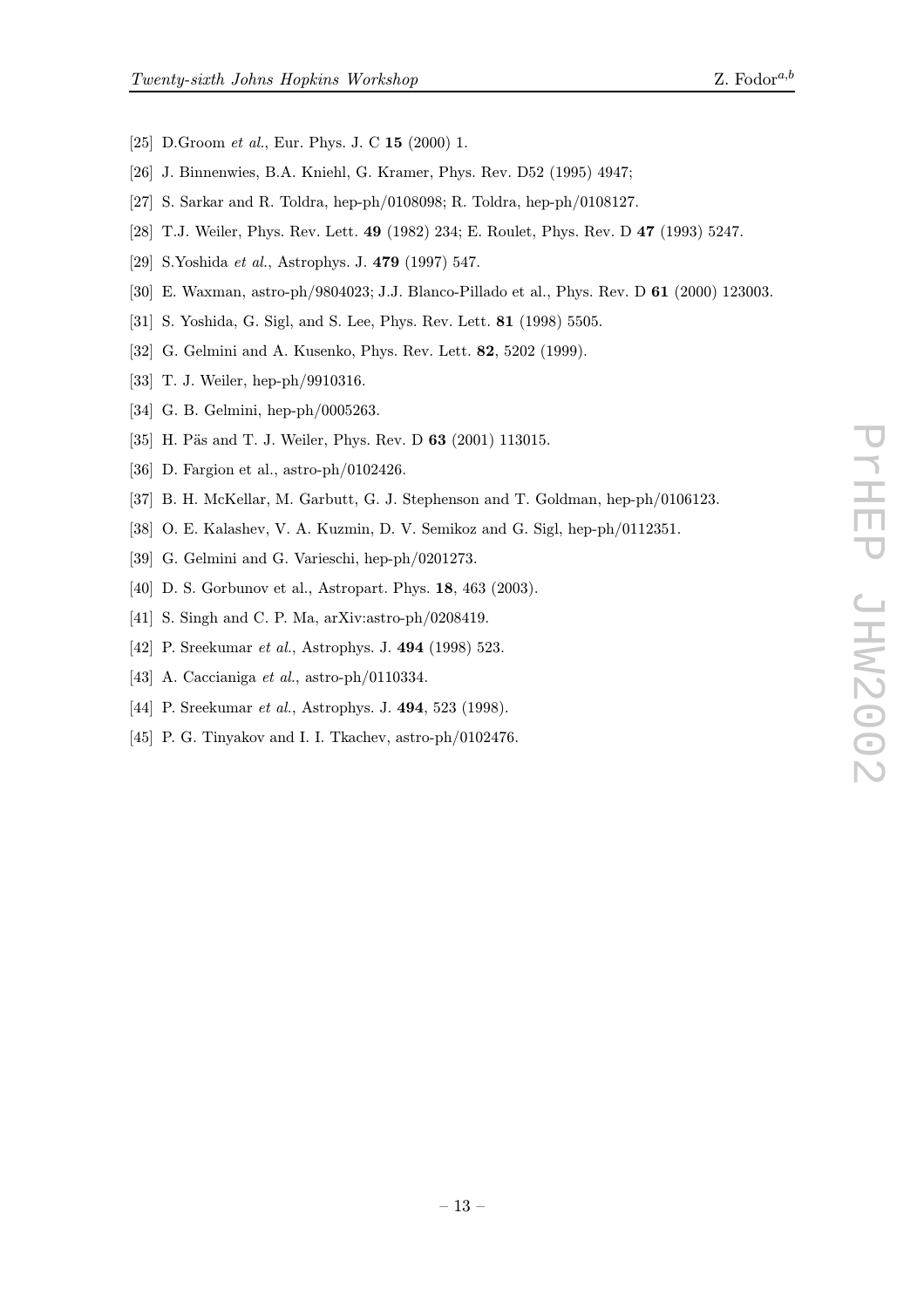[25] D.Groom *et al.*, Eur. Phys. J. C **15** (2000) 1.

[26] J. Binnenwies, B.A. Kniehl, G. Kramer, Phys. Rev. D52 (1995) 4947;

[27] S. Sarkar and R. Toldra, hep-ph/0108098; R. Toldra, hep-ph/0108127.

[28] T.J. Weiler, Phys. Rev. Lett. **49** (1982) 234; E. Roulet, Phys. Rev. D **47** (1993) 5247.

[29] S.Yoshida *et al.*, Astrophys. J. **479** (1997) 547.

[30] E. Waxman, astro-ph/9804023; J.J. Blanco-Pillado et al., Phys. Rev. D **61** (2000) 123003.

[31] S. Yoshida, G. Sigl, and S. Lee, Phys. Rev. Lett. **81** (1998) 5505.

[32] G. Gelmini and A. Kusenko, Phys. Rev. Lett. **82**, 5202 (1999).

[33] T. J. Weiler, hep-ph/9910316.

[34] G. B. Gelmini, hep-ph/0005263.

[35] H. Päs and T. J. Weiler, Phys. Rev. D **63** (2001) 113015.

[36] D. Fargion et al., astro-ph/0102426.

[37] B. H. McKellar, M. Garbutt, G. J. Stephenson and T. Goldman, hep-ph/0106123.

[38] O. E. Kalashev, V. A. Kuzmin, D. V. Semikoz and G. Sigl, hep-ph/0112351.

[39] G. Gelmini and G. Varieschi, hep-ph/0201273.

[40] D. S. Gorbunov et al., Astropart. Phys. **18**, 463 (2003).

[41] S. Singh and C. P. Ma, arXiv:astro-ph/0208419.

[42] P. Sreekumar *et al.*, Astrophys. J. **494** (1998) 523.

[43] A. Caccianiga *et al.*, astro-ph/0110334.

[44] P. Sreekumar *et al.*, Astrophys. J. **494**, 523 (1998).

[45] P. G. Tinyakov and I. I. Tkachev, astro-ph/0102476.